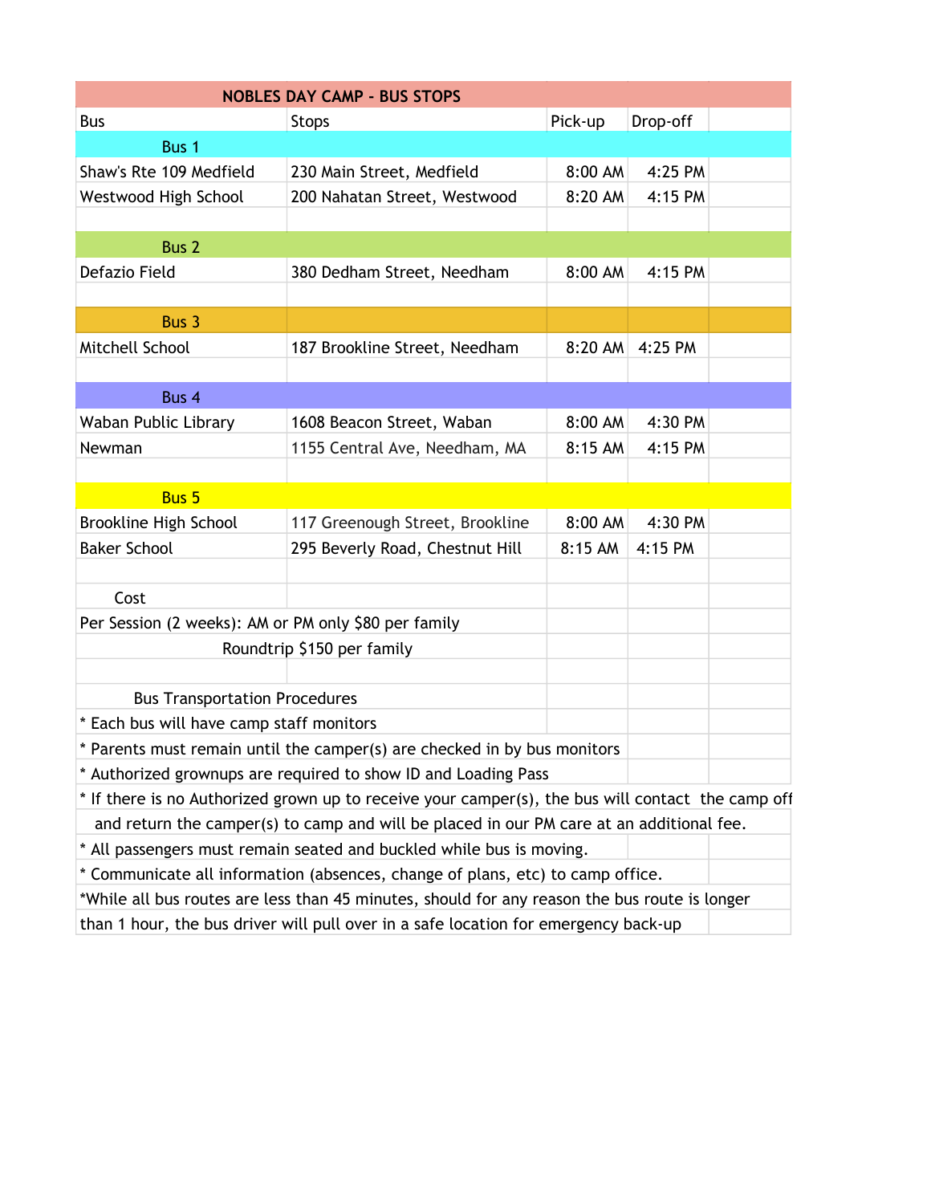# NOBLES DAY CAMP - BUS STOPS

| Bus | Stops | Pick-up | Drop-off |
|---|---|---|---|
| **Bus 1** | | | |
| Shaw's Rte 109 Medfield | 230 Main Street, Medfield | 8:00 AM | 4:25 PM |
| Westwood High School | 200 Nahatan Street, Westwood | 8:20 AM | 4:15 PM |
| **Bus 2** | | | |
| Defazio Field | 380 Dedham Street, Needham | 8:00 AM | 4:15 PM |
| **Bus 3** | | | |
| Mitchell School | 187 Brookline Street, Needham | 8:20 AM | 4:25 PM |
| **Bus 4** | | | |
| Waban Public Library | 1608 Beacon Street, Waban | 8:00 AM | 4:30 PM |
| Newman | 1155 Central Ave, Needham, MA | 8:15 AM | 4:15 PM |
| **Bus 5** | | | |
| Brookline High School | 117 Greenough Street, Brookline | 8:00 AM | 4:30 PM |
| Baker School | 295 Beverly Road, Chestnut Hill | 8:15 AM | 4:15 PM |

## Cost

Per Session (2 weeks): AM or PM only $80 per family

Roundtrip $150 per family

## Bus Transportation Procedures

* Each bus will have camp staff monitors
* Parents must remain until the camper(s) are checked in by bus monitors
* Authorized grownups are required to show ID and Loading Pass
* If there is no Authorized grown up to receive your camper(s), the bus will contact the camp off and return the camper(s) to camp and will be placed in our PM care at an additional fee.
* All passengers must remain seated and buckled while bus is moving.
* Communicate all information (absences, change of plans, etc) to camp office.

*While all bus routes are less than 45 minutes, should for any reason the bus route is longer than 1 hour, the bus driver will pull over in a safe location for emergency back-up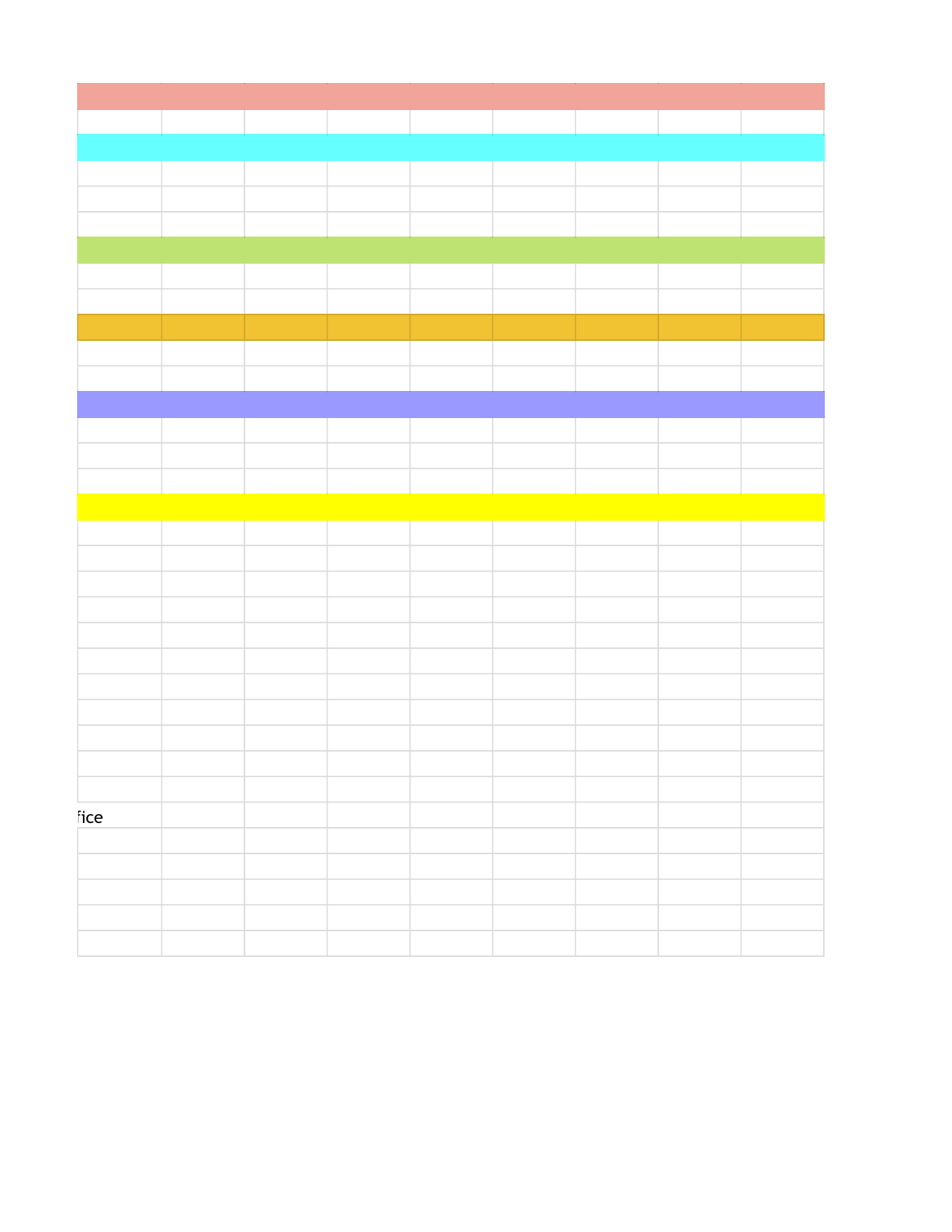fice